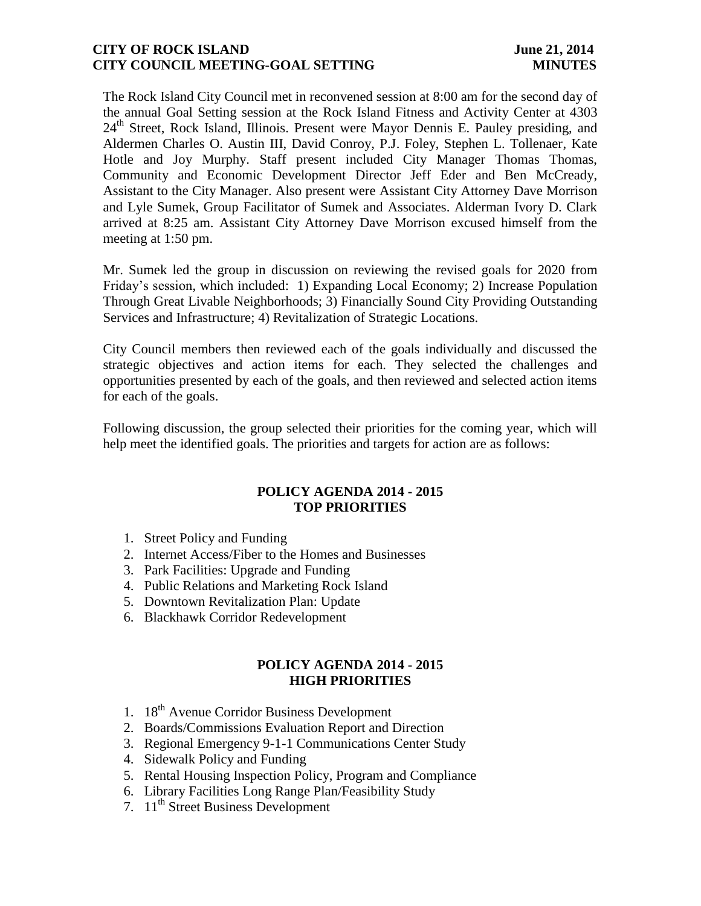**CITY OF ROCK ISLAND** **June 21, 2014**
**CITY COUNCIL MEETING-GOAL SETTING** **MINUTES**

The Rock Island City Council met in reconvened session at 8:00 am for the second day of the annual Goal Setting session at the Rock Island Fitness and Activity Center at 4303 24th Street, Rock Island, Illinois. Present were Mayor Dennis E. Pauley presiding, and Aldermen Charles O. Austin III, David Conroy, P.J. Foley, Stephen L. Tollenaer, Kate Hotle and Joy Murphy. Staff present included City Manager Thomas Thomas, Community and Economic Development Director Jeff Eder and Ben McCready, Assistant to the City Manager. Also present were Assistant City Attorney Dave Morrison and Lyle Sumek, Group Facilitator of Sumek and Associates. Alderman Ivory D. Clark arrived at 8:25 am. Assistant City Attorney Dave Morrison excused himself from the meeting at 1:50 pm.

Mr. Sumek led the group in discussion on reviewing the revised goals for 2020 from Friday's session, which included: 1) Expanding Local Economy; 2) Increase Population Through Great Livable Neighborhoods; 3) Financially Sound City Providing Outstanding Services and Infrastructure; 4) Revitalization of Strategic Locations.

City Council members then reviewed each of the goals individually and discussed the strategic objectives and action items for each. They selected the challenges and opportunities presented by each of the goals, and then reviewed and selected action items for each of the goals.

Following discussion, the group selected their priorities for the coming year, which will help meet the identified goals. The priorities and targets for action are as follows:

## POLICY AGENDA 2014 - 2015
## TOP PRIORITIES

1. Street Policy and Funding
2. Internet Access/Fiber to the Homes and Businesses
3. Park Facilities: Upgrade and Funding
4. Public Relations and Marketing Rock Island
5. Downtown Revitalization Plan: Update
6. Blackhawk Corridor Redevelopment

## POLICY AGENDA 2014 - 2015
## HIGH PRIORITIES

1. 18th Avenue Corridor Business Development
2. Boards/Commissions Evaluation Report and Direction
3. Regional Emergency 9-1-1 Communications Center Study
4. Sidewalk Policy and Funding
5. Rental Housing Inspection Policy, Program and Compliance
6. Library Facilities Long Range Plan/Feasibility Study
7. 11th Street Business Development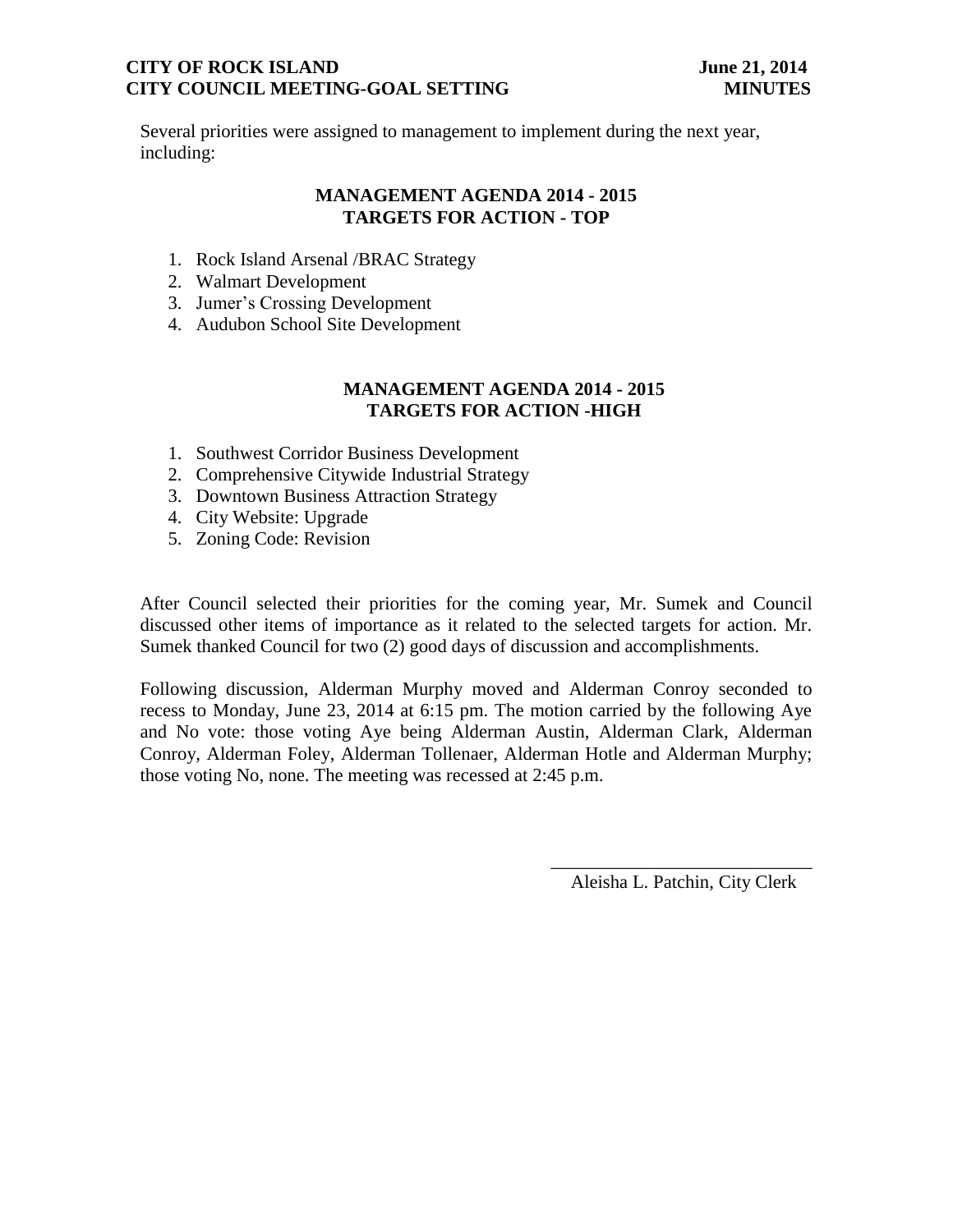Several priorities were assigned to management to implement during the next year, including:

**MANAGEMENT AGENDA 2014 - 2015**
**TARGETS FOR ACTION - TOP**

1. Rock Island Arsenal /BRAC Strategy
2. Walmart Development
3. Jumer's Crossing Development
4. Audubon School Site Development

**MANAGEMENT AGENDA 2014 - 2015**
**TARGETS FOR ACTION -HIGH**

1. Southwest Corridor Business Development
2. Comprehensive Citywide Industrial Strategy
3. Downtown Business Attraction Strategy
4. City Website: Upgrade
5. Zoning Code: Revision

After Council selected their priorities for the coming year, Mr. Sumek and Council discussed other items of importance as it related to the selected targets for action. Mr. Sumek thanked Council for two (2) good days of discussion and accomplishments.

Following discussion, Alderman Murphy moved and Alderman Conroy seconded to recess to Monday, June 23, 2014 at 6:15 pm. The motion carried by the following Aye and No vote: those voting Aye being Alderman Austin, Alderman Clark, Alderman Conroy, Alderman Foley, Alderman Tollenaer, Alderman Hotle and Alderman Murphy; those voting No, none. The meeting was recessed at 2:45 p.m.

\_\_\_\_\_\_\_\_\_\_\_\_\_\_\_\_\_\_\_\_\_\_\_\_\_\_\_\_

Aleisha L. Patchin, City Clerk